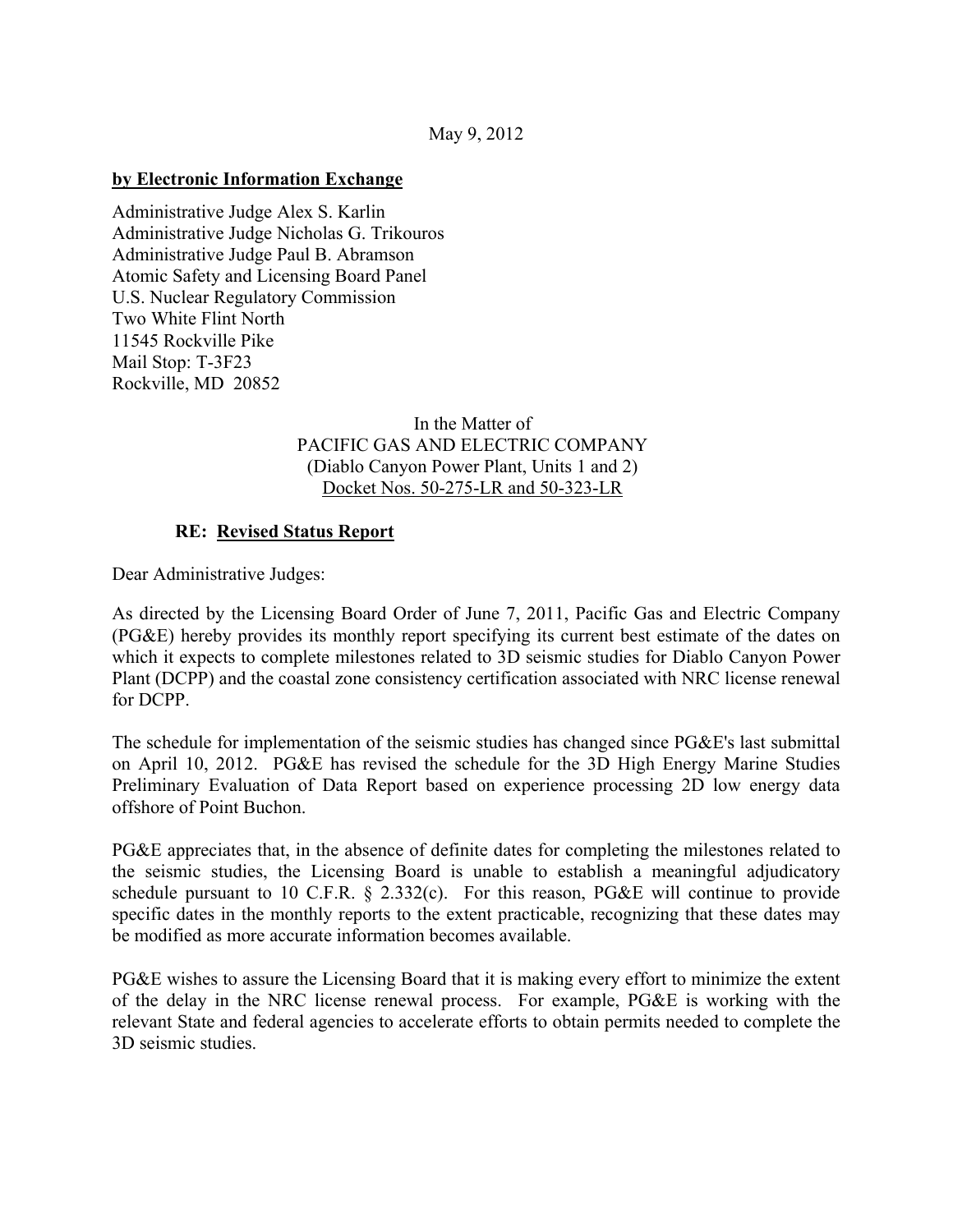May 9, 2012

**by Electronic Information Exchange**

Administrative Judge Alex S. Karlin
Administrative Judge Nicholas G. Trikouros
Administrative Judge Paul B. Abramson
Atomic Safety and Licensing Board Panel
U.S. Nuclear Regulatory Commission
Two White Flint North
11545 Rockville Pike
Mail Stop: T-3F23
Rockville, MD 20852

In the Matter of
PACIFIC GAS AND ELECTRIC COMPANY
(Diablo Canyon Power Plant, Units 1 and 2)
Docket Nos. 50-275-LR and 50-323-LR

**RE: Revised Status Report**

Dear Administrative Judges:

As directed by the Licensing Board Order of June 7, 2011, Pacific Gas and Electric Company (PG&E) hereby provides its monthly report specifying its current best estimate of the dates on which it expects to complete milestones related to 3D seismic studies for Diablo Canyon Power Plant (DCPP) and the coastal zone consistency certification associated with NRC license renewal for DCPP.

The schedule for implementation of the seismic studies has changed since PG&E's last submittal on April 10, 2012. PG&E has revised the schedule for the 3D High Energy Marine Studies Preliminary Evaluation of Data Report based on experience processing 2D low energy data offshore of Point Buchon.

PG&E appreciates that, in the absence of definite dates for completing the milestones related to the seismic studies, the Licensing Board is unable to establish a meaningful adjudicatory schedule pursuant to 10 C.F.R. § 2.332(c). For this reason, PG&E will continue to provide specific dates in the monthly reports to the extent practicable, recognizing that these dates may be modified as more accurate information becomes available.

PG&E wishes to assure the Licensing Board that it is making every effort to minimize the extent of the delay in the NRC license renewal process. For example, PG&E is working with the relevant State and federal agencies to accelerate efforts to obtain permits needed to complete the 3D seismic studies.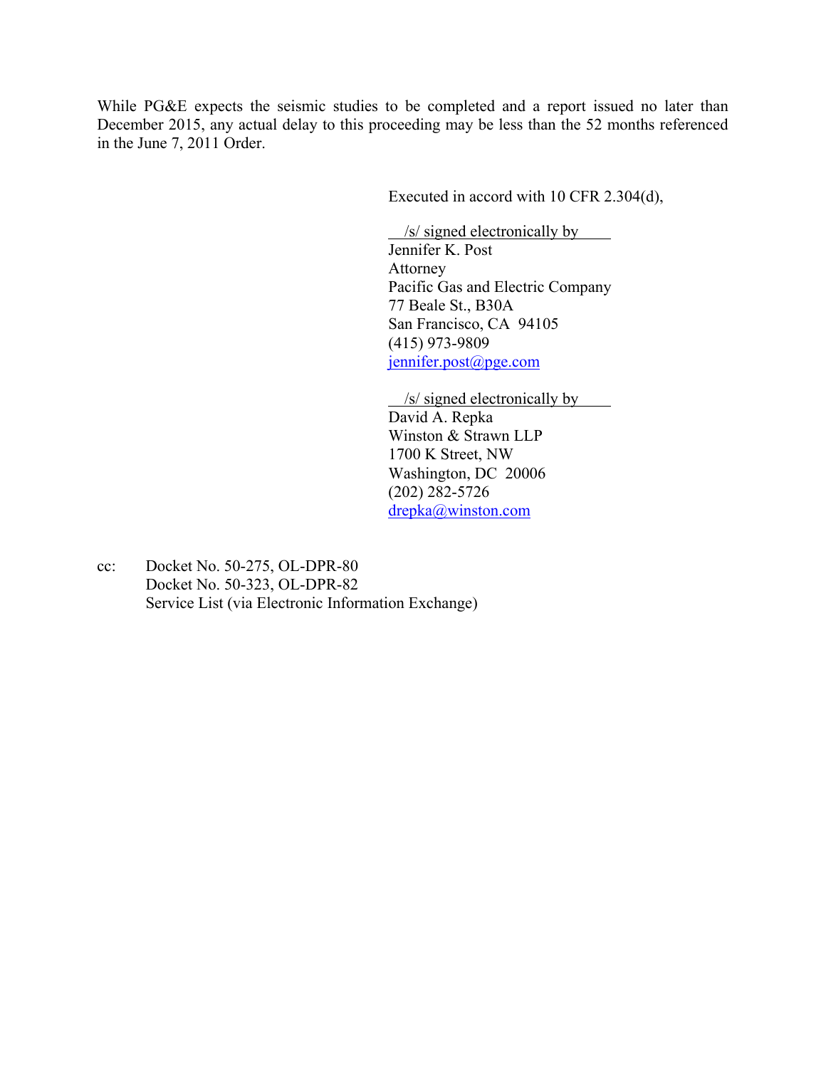While PG&E expects the seismic studies to be completed and a report issued no later than December 2015, any actual delay to this proceeding may be less than the 52 months referenced in the June 7, 2011 Order.

Executed in accord with 10 CFR 2.304(d),

/s/ signed electronically by  
Jennifer K. Post  
Attorney  
Pacific Gas and Electric Company  
77 Beale St., B30A  
San Francisco, CA 94105  
(415) 973-9809  
jennifer.post@pge.com

/s/ signed electronically by  
David A. Repka  
Winston & Strawn LLP  
1700 K Street, NW  
Washington, DC 20006  
(202) 282-5726  
drepka@winston.com

cc: Docket No. 50-275, OL-DPR-80  
Docket No. 50-323, OL-DPR-82  
Service List (via Electronic Information Exchange)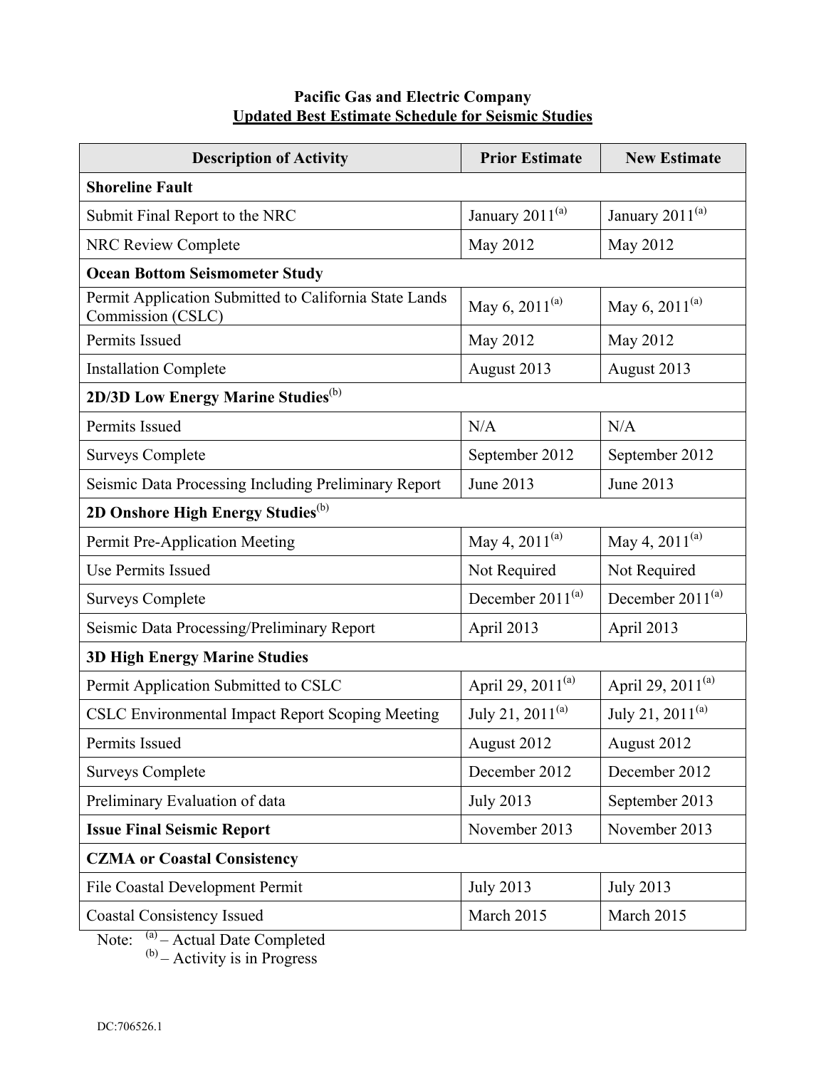**Pacific Gas and Electric Company**

**Updated Best Estimate Schedule for Seismic Studies**

| Description of Activity | Prior Estimate | New Estimate |
|---|---|---|
| **Shoreline Fault** | | |
| Submit Final Report to the NRC | January 2011[(a)] | January 2011[(a)] |
| NRC Review Complete | May 2012 | May 2012 |
| **Ocean Bottom Seismometer Study** | | |
| Permit Application Submitted to California State Lands Commission (CSLC) | May 6, 2011[(a)] | May 6, 2011[(a)] |
| Permits Issued | May 2012 | May 2012 |
| Installation Complete | August 2013 | August 2013 |
| **2D/3D Low Energy Marine Studies**[(b)] | | |
| Permits Issued | N/A | N/A |
| Surveys Complete | September 2012 | September 2012 |
| Seismic Data Processing Including Preliminary Report | June 2013 | June 2013 |
| **2D Onshore High Energy Studies**[(b)] | | |
| Permit Pre-Application Meeting | May 4, 2011[(a)] | May 4, 2011[(a)] |
| Use Permits Issued | Not Required | Not Required |
| Surveys Complete | December 2011[(a)] | December 2011[(a)] |
| Seismic Data Processing/Preliminary Report | April 2013 | April 2013 |
| **3D High Energy Marine Studies** | | |
| Permit Application Submitted to CSLC | April 29, 2011[(a)] | April 29, 2011[(a)] |
| CSLC Environmental Impact Report Scoping Meeting | July 21, 2011[(a)] | July 21, 2011[(a)] |
| Permits Issued | August 2012 | August 2012 |
| Surveys Complete | December 2012 | December 2012 |
| Preliminary Evaluation of data | July 2013 | September 2013 |
| **Issue Final Seismic Report** | November 2013 | November 2013 |
| **CZMA or Coastal Consistency** | | |
| File Coastal Development Permit | July 2013 | July 2013 |
| Coastal Consistency Issued | March 2015 | March 2015 |

Note: (a) – Actual Date Completed
(b) – Activity is in Progress

DC:706526.1